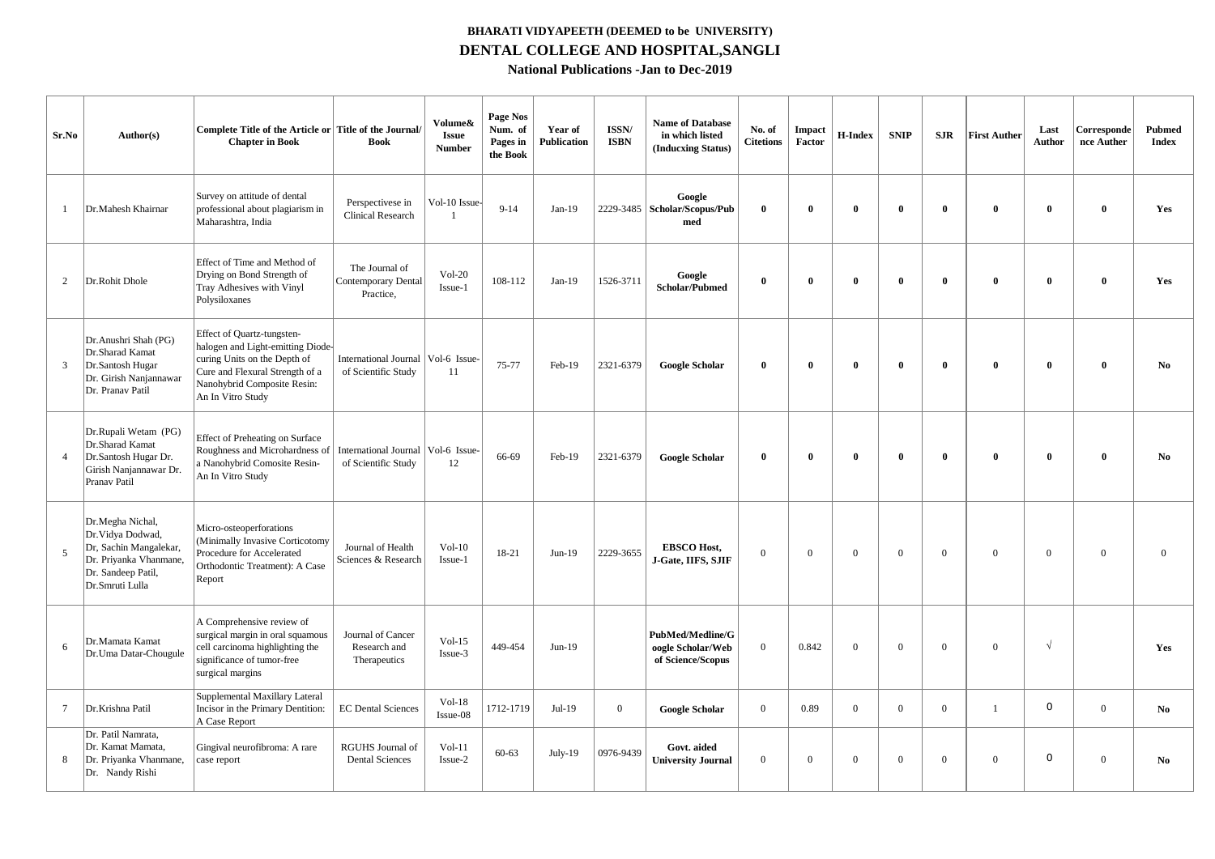**BHARATI VIDYAPEETH (DEEMED to be UNIVERSITY)**

# DENTAL COLLEGE AND HOSPITAL,SANGLI

## National Publications -Jan to Dec-2019

| Sr.No | Author(s) | Complete Title of the Article or Chapter in Book | Title of the Journal/ Book | Volume& Issue Number | Page Nos Num. of Pages in the Book | Year of Publication | ISSN/ ISBN | Name of Database in which listed (Inducxing Status) | No. of Citetions | Impact Factor | H-Index | SNIP | SJR | First Auther | Last Author | Corresponde nce Auther | Pubmed Index |
|---|---|---|---|---|---|---|---|---|---|---|---|---|---|---|---|---|---|
| 1 | Dr.Mahesh Khairnar | Survey on attitude of dental professional about plagiarism in Maharashtra, India | Perspectivese in Clinical Research | Vol-10 Issue-1 | 9-14 | Jan-19 | 2229-3485 | **Google Scholar/Scopus/Pubmed** | **0** | **0** | **0** | **0** | **0** | **0** | **0** | **0** | **Yes** |
| 2 | Dr.Rohit Dhole | Effect of Time and Method of Drying on Bond Strength of Tray Adhesives with Vinyl Polysiloxanes | The Journal of Contemporary Dental Practice, | Vol-20 Issue-1 | 108-112 | Jan-19 | 1526-3711 | **Google Scholar/Pubmed** | **0** | **0** | **0** | **0** | **0** | **0** | **0** | **0** | **Yes** |
| 3 | Dr.Anushri Shah (PG) Dr.Sharad Kamat Dr.Santosh Hugar Dr. Girish Nanjannawar Dr. Pranav Patil | Effect of Quartz-tungsten-halogen and Light-emitting Diode-curing Units on the Depth of Cure and Flexural Strength of a Nanohybrid Composite Resin: An In Vitro Study | International Journal of Scientific Study | Vol-6 Issue-11 | 75-77 | Feb-19 | 2321-6379 | **Google Scholar** | **0** | **0** | **0** | **0** | **0** | **0** | **0** | **0** | **No** |
| 4 | Dr.Rupali Wetam (PG) Dr.Sharad Kamat Dr.Santosh Hugar Dr. Girish Nanjannawar Dr. Pranav Patil | Effect of Preheating on Surface Roughness and Microhardness of a Nanohybrid Comosite Resin- An In Vitro Study | International Journal of Scientific Study | Vol-6 Issue-12 | 66-69 | Feb-19 | 2321-6379 | **Google Scholar** | **0** | **0** | **0** | **0** | **0** | **0** | **0** | **0** | **No** |
| 5 | Dr.Megha Nichal, Dr.Vidya Dodwad, Dr, Sachin Mangalekar, Dr. Priyanka Vhanmane, Dr. Sandeep Patil, Dr.Smruti Lulla | Micro-osteoperforations (Minimally Invasive Corticotomy Procedure for Accelerated Orthodontic Treatment): A Case Report | Journal of Health Sciences & Research | Vol-10 Issue-1 | 18-21 | Jun-19 | 2229-3655 | **EBSCO Host, J-Gate, IIFS, SJIF** | 0 | 0 | 0 | 0 | 0 | 0 | 0 | 0 | 0 |
| 6 | Dr.Mamata Kamat Dr.Uma Datar-Chougule | A Comprehensive review of surgical margin in oral squamous cell carcinoma highlighting the significance of tumor-free surgical margins | Journal of Cancer Research and Therapeutics | Vol-15 Issue-3 | 449-454 | Jun-19 | | **PubMed/Medline/Google Scholar/Web of Science/Scopus** | 0 | 0.842 | 0 | 0 | 0 | 0 | √ | | **Yes** |
| 7 | Dr.Krishna Patil | Supplemental Maxillary Lateral Incisor in the Primary Dentition: A Case Report | EC Dental Sciences | Vol-18 Issue-08 | 1712-1719 | Jul-19 | 0 | **Google Scholar** | 0 | 0.89 | 0 | 0 | 0 | 1 | 0 | 0 | **No** |
| 8 | Dr. Patil Namrata, Dr. Kamat Mamata, Dr. Priyanka Vhanmane, Dr. Nandy Rishi | Gingival neurofibroma: A rare case report | RGUHS Journal of Dental Sciences | Vol-11 Issue-2 | 60-63 | July-19 | 0976-9439 | **Govt. aided University Journal** | 0 | 0 | 0 | 0 | 0 | 0 | 0 | 0 | **No** |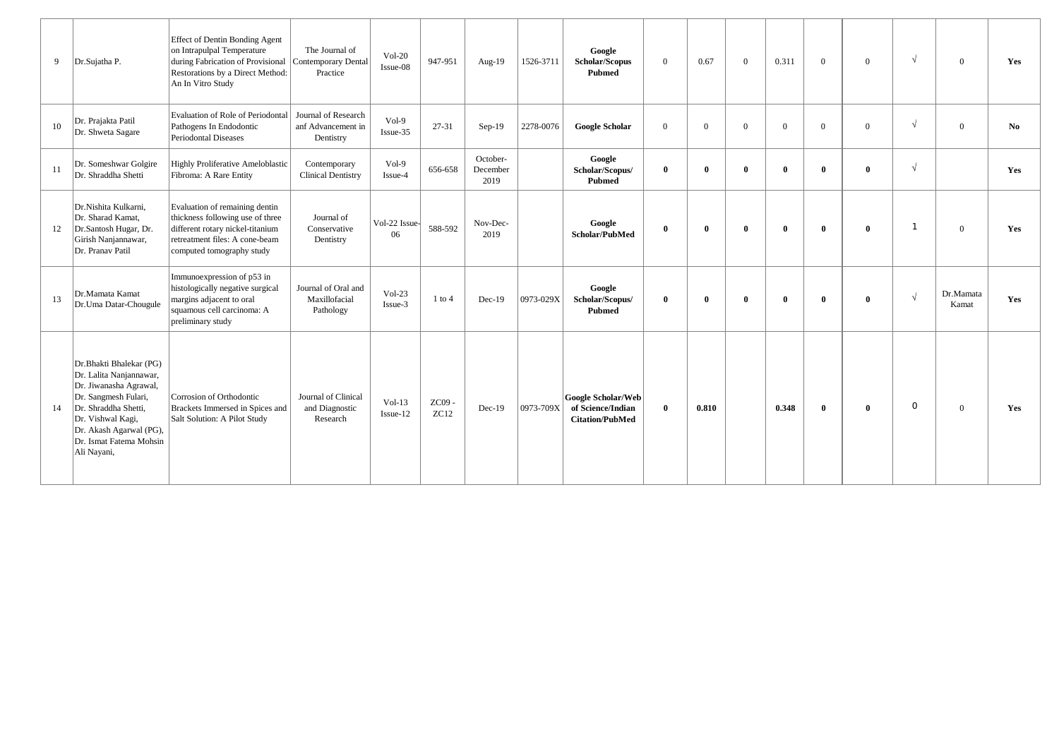| | | | | | | | | | | | | | | | | | | |
|---|---|---|---|---|---|---|---|---|---|---|---|---|---|---|---|---|---|---|
| 9 | Dr.Sujatha P. | Effect of Dentin Bonding Agent on Intrapulpal Temperature during Fabrication of Provisional Restorations by a Direct Method: An In Vitro Study | The Journal of Contemporary Dental Practice | Vol-20 Issue-08 | 947-951 | Aug-19 | 1526-3711 | **Google Scholar/Scopus Pubmed** | 0 | 0.67 | 0 | 0.311 | 0 | 0 | √ | 0 | **Yes** |
| 10 | Dr. Prajakta Patil Dr. Shweta Sagare | Evaluation of Role of Periodontal Pathogens In Endodontic Periodontal Diseases | Journal of Research anf Advancement in Dentistry | Vol-9 Issue-35 | 27-31 | Sep-19 | 2278-0076 | **Google Scholar** | 0 | 0 | 0 | 0 | 0 | 0 | √ | 0 | **No** |
| 11 | Dr. Someshwar Golgire Dr. Shraddha Shetti | Highly Proliferative Ameloblastic Fibroma: A Rare Entity | Contemporary Clinical Dentistry | Vol-9 Issue-4 | 656-658 | October-December 2019 | | **Google Scholar/Scopus/ Pubmed** | **0** | **0** | **0** | **0** | **0** | **0** | √ | | **Yes** |
| 12 | Dr.Nishita Kulkarni, Dr. Sharad Kamat, Dr.Santosh Hugar, Dr. Girish Nanjannawar, Dr. Pranav Patil | Evaluation of remaining dentin thickness following use of three different rotary nickel-titanium retreatment files: A cone-beam computed tomography study | Journal of Conservative Dentistry | Vol-22 Issue-06 | 588-592 | Nov-Dec-2019 | | **Google Scholar/PubMed** | **0** | **0** | **0** | **0** | **0** | **0** | 1 | 0 | **Yes** |
| 13 | Dr.Mamata Kamat Dr.Uma Datar-Chougule | Immunoexpression of p53 in histologically negative surgical margins adjacent to oral squamous cell carcinoma: A preliminary study | Journal of Oral and Maxillofacial Pathology | Vol-23 Issue-3 | 1 to 4 | Dec-19 | 0973-029X | **Google Scholar/Scopus/ Pubmed** | **0** | **0** | **0** | **0** | **0** | **0** | √ | Dr.Mamata Kamat | **Yes** |
| 14 | Dr.Bhakti Bhalekar (PG) Dr. Lalita Nanjannawar, Dr. Jiwanasha Agrawal, Dr. Sangmesh Fulari, Dr. Shraddha Shetti, Dr. Vishwal Kagi, Dr. Akash Agarwal (PG), Dr. Ismat Fatema Mohsin Ali Nayani, | Corrosion of Orthodontic Brackets Immersed in Spices and Salt Solution: A Pilot Study | Journal of Clinical and Diagnostic Research | Vol-13 Issue-12 | ZC09 - ZC12 | Dec-19 | 0973-709X | **Google Scholar/Web of Science/Indian Citation/PubMed** | **0** | **0.810** | | **0.348** | **0** | **0** | 0 | 0 | **Yes** |